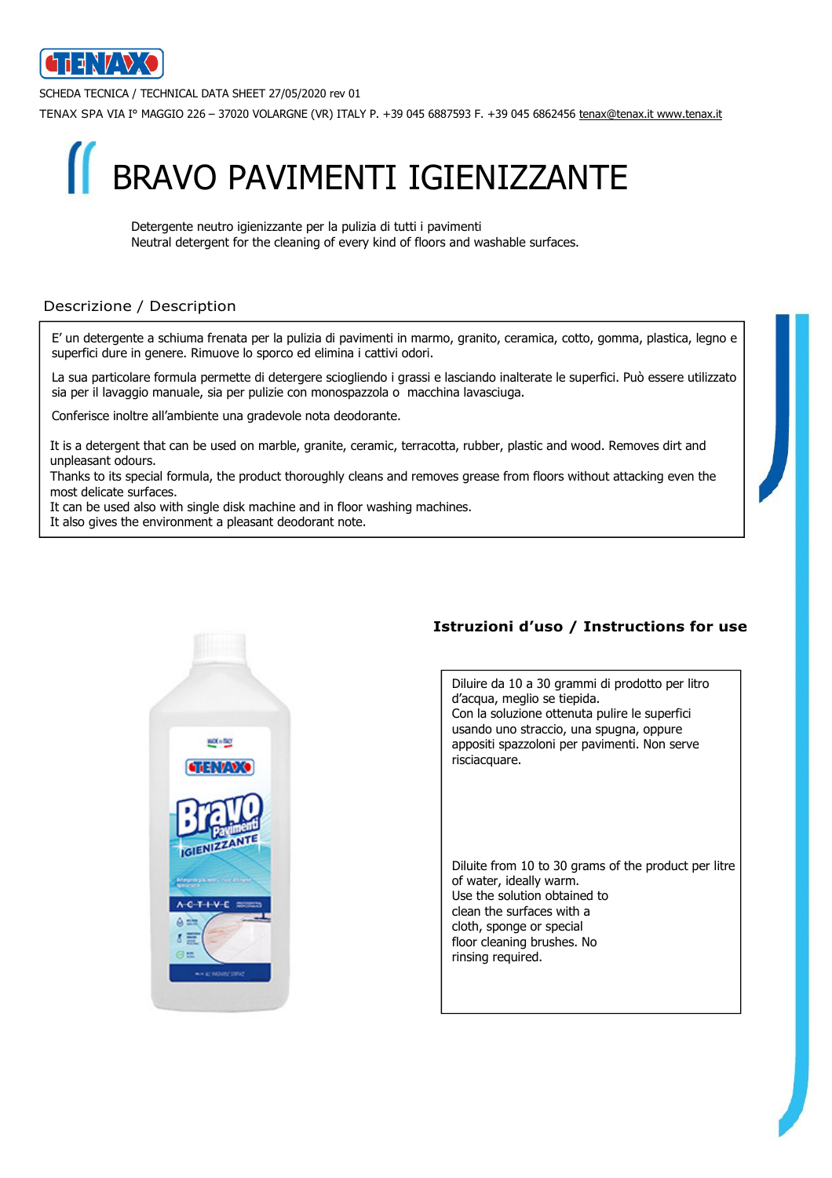SCHEDA TECNICA / TECHNICAL DATA SHEET 27/05/2020 rev 01

TENAX SPA VIA I° MAGGIO 226 – 37020 VOLARGNE (VR) ITALY P. +39 045 6887593 F. +39 045 6862456 tenax@tenax.it www.tenax.it

# BRAVO PAVIMENTI IGIENIZZANTE

Detergente neutro igienizzante per la pulizia di tutti i pavimenti
Neutral detergent for the cleaning of every kind of floors and washable surfaces.

## Descrizione / Description

E' un detergente a schiuma frenata per la pulizia di pavimenti in marmo, granito, ceramica, cotto, gomma, plastica, legno e superfici dure in genere. Rimuove lo sporco ed elimina i cattivi odori.

La sua particolare formula permette di detergere sciogliendo i grassi e lasciando inalterate le superfici. Può essere utilizzato sia per il lavaggio manuale, sia per pulizie con monospazzola o macchina lavasciuga.

Conferisce inoltre all'ambiente una gradevole nota deodorante.

It is a detergent that can be used on marble, granite, ceramic, terracotta, rubber, plastic and wood. Removes dirt and unpleasant odours.
Thanks to its special formula, the product thoroughly cleans and removes grease from floors without attacking even the most delicate surfaces.
It can be used also with single disk machine and in floor washing machines.
It also gives the environment a pleasant deodorant note.

## Istruzioni d'uso / Instructions for use

Diluire da 10 a 30 grammi di prodotto per litro d'acqua, meglio se tiepida.
Con la soluzione ottenuta pulire le superfici usando uno straccio, una spugna, oppure appositi spazzoloni per pavimenti. Non serve risciacquare.

Diluite from 10 to 30 grams of the product per litre of water, ideally warm.
Use the solution obtained to clean the surfaces with a cloth, sponge or special floor cleaning brushes. No rinsing required.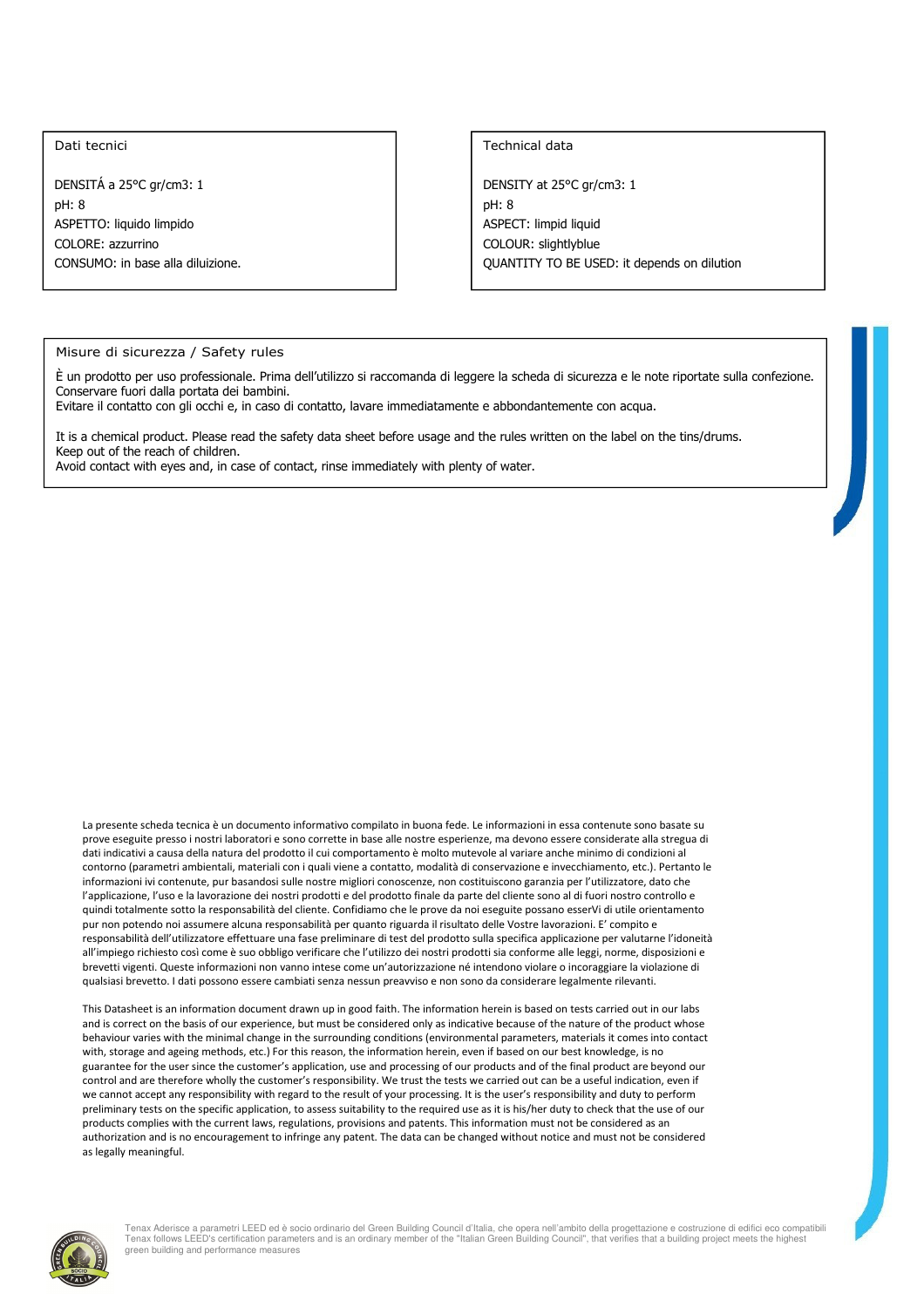## Dati tecnici

DENSITÁ a 25°C gr/cm3: 1
pH: 8
ASPETTO: liquido limpido
COLORE: azzurrino
CONSUMO: in base alla diluizione.

## Technical data

DENSITY at 25°C gr/cm3: 1
pH: 8
ASPECT: limpid liquid
COLOUR: slightlyblue
QUANTITY TO BE USED: it depends on dilution

## Misure di sicurezza / Safety rules

È un prodotto per uso professionale. Prima dell'utilizzo si raccomanda di leggere la scheda di sicurezza e le note riportate sulla confezione.
Conservare fuori dalla portata dei bambini.
Evitare il contatto con gli occhi e, in caso di contatto, lavare immediatamente e abbondantemente con acqua.

It is a chemical product. Please read the safety data sheet before usage and the rules written on the label on the tins/drums.
Keep out of the reach of children.
Avoid contact with eyes and, in case of contact, rinse immediately with plenty of water.

La presente scheda tecnica è un documento informativo compilato in buona fede. Le informazioni in essa contenute sono basate su prove eseguite presso i nostri laboratori e sono corrette in base alle nostre esperienze, ma devono essere considerate alla stregua di dati indicativi a causa della natura del prodotto il cui comportamento è molto mutevole al variare anche minimo di condizioni al contorno (parametri ambientali, materiali con i quali viene a contatto, modalità di conservazione e invecchiamento, etc.). Pertanto le informazioni ivi contenute, pur basandosi sulle nostre migliori conoscenze, non costituiscono garanzia per l'utilizzatore, dato che l'applicazione, l'uso e la lavorazione dei nostri prodotti e del prodotto finale da parte del cliente sono al di fuori nostro controllo e quindi totalmente sotto la responsabilità del cliente. Confidiamo che le prove da noi eseguite possano esserVi di utile orientamento pur non potendo noi assumere alcuna responsabilità per quanto riguarda il risultato delle Vostre lavorazioni. E' compito e responsabilità dell'utilizzatore effettuare una fase preliminare di test del prodotto sulla specifica applicazione per valutarne l'idoneità all'impiego richiesto così come è suo obbligo verificare che l'utilizzo dei nostri prodotti sia conforme alle leggi, norme, disposizioni e brevetti vigenti. Queste informazioni non vanno intese come un'autorizzazione né intendono violare o incoraggiare la violazione di qualsiasi brevetto. I dati possono essere cambiati senza nessun preavviso e non sono da considerare legalmente rilevanti.

This Datasheet is an information document drawn up in good faith. The information herein is based on tests carried out in our labs and is correct on the basis of our experience, but must be considered only as indicative because of the nature of the product whose behaviour varies with the minimal change in the surrounding conditions (environmental parameters, materials it comes into contact with, storage and ageing methods, etc.) For this reason, the information herein, even if based on our best knowledge, is no guarantee for the user since the customer's application, use and processing of our products and of the final product are beyond our control and are therefore wholly the customer's responsibility. We trust the tests we carried out can be a useful indication, even if we cannot accept any responsibility with regard to the result of your processing. It is the user's responsibility and duty to perform preliminary tests on the specific application, to assess suitability to the required use as it is his/her duty to check that the use of our products complies with the current laws, regulations, provisions and patents. This information must not be considered as an authorization and is no encouragement to infringe any patent. The data can be changed without notice and must not be considered as legally meaningful.

Tenax Aderisce a parametri LEED ed è socio ordinario del Green Building Council d'Italia, che opera nell'ambito della progettazione e costruzione di edifici eco compatibili
Tenax follows LEED's certification parameters and is an ordinary member of the "Italian Green Building Council", that verifies that a building project meets the highest green building and performance measures